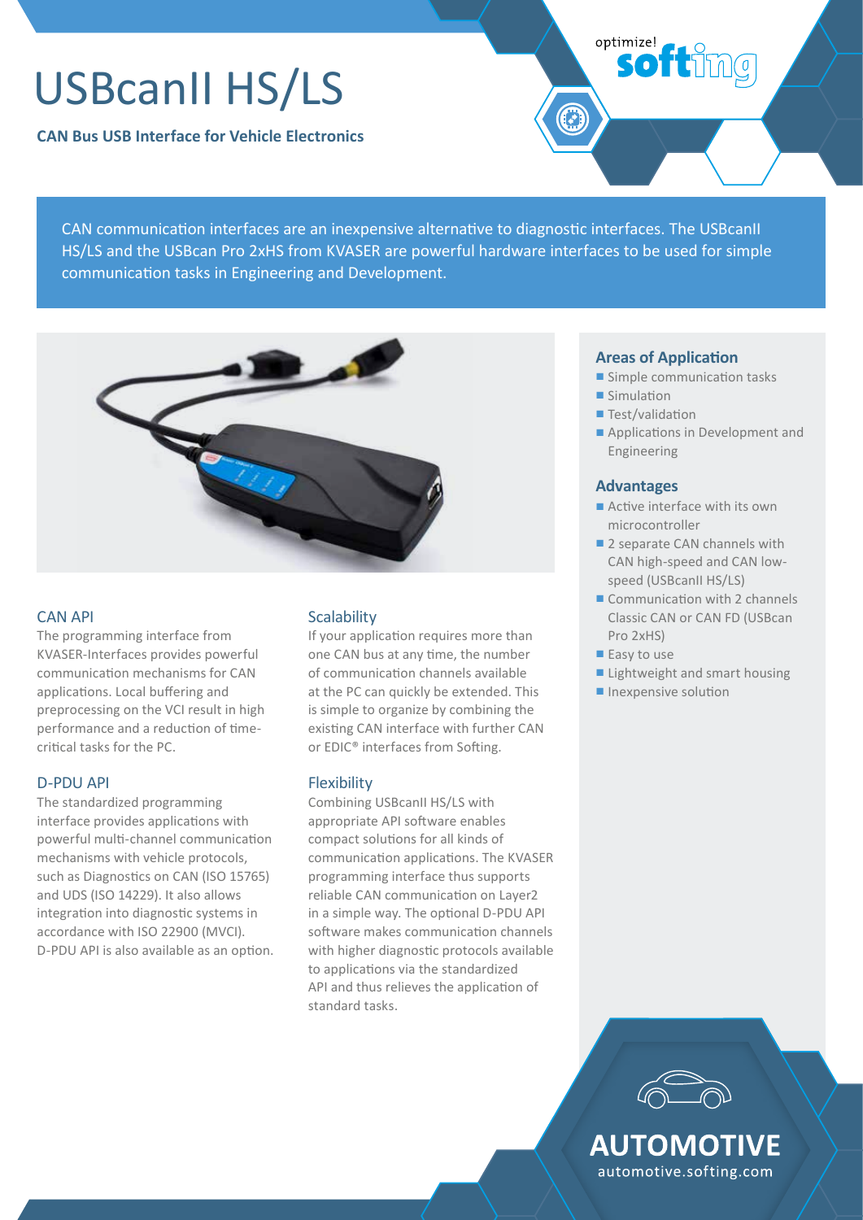# USBcanII HS/LS

**CAN Bus USB Interface for Vehicle Electronics**

CAN communication interfaces are an inexpensive alternative to diagnostic interfaces. The USBcanII HS/LS and the USBcan Pro 2xHS from KVASER are powerful hardware interfaces to be used for simple communication tasks in Engineering and Development.

## CAN API

The programming interface from KVASER-Interfaces provides powerful communication mechanisms for CAN applications. Local buffering and preprocessing on the VCI result in high performance and a reduction of time-critical tasks for the PC.

## D-PDU API

The standardized programming interface provides applications with powerful multi-channel communication mechanisms with vehicle protocols, such as Diagnostics on CAN (ISO 15765) and UDS (ISO 14229). It also allows integration into diagnostic systems in accordance with ISO 22900 (MVCI). D-PDU API is also available as an option.

## Scalability

If your application requires more than one CAN bus at any time, the number of communication channels available at the PC can quickly be extended. This is simple to organize by combining the existing CAN interface with further CAN or EDIC® interfaces from Softing.

## Flexibility

Combining USBcanII HS/LS with appropriate API software enables compact solutions for all kinds of communication applications. The KVASER programming interface thus supports reliable CAN communication on Layer2 in a simple way. The optional D-PDU API software makes communication channels with higher diagnostic protocols available to applications via the standardized API and thus relieves the application of standard tasks.

## Areas of Application

- Simple communication tasks
- Simulation
- Test/validation
- Applications in Development and Engineering

## Advantages

- Active interface with its own microcontroller
- 2 separate CAN channels with CAN high-speed and CAN low-speed (USBcanII HS/LS)
- Communication with 2 channels Classic CAN or CAN FD (USBcan Pro 2xHS)
- Easy to use
- Lightweight and smart housing
- Inexpensive solution

**AUTOMOTIVE**
automotive.softing.com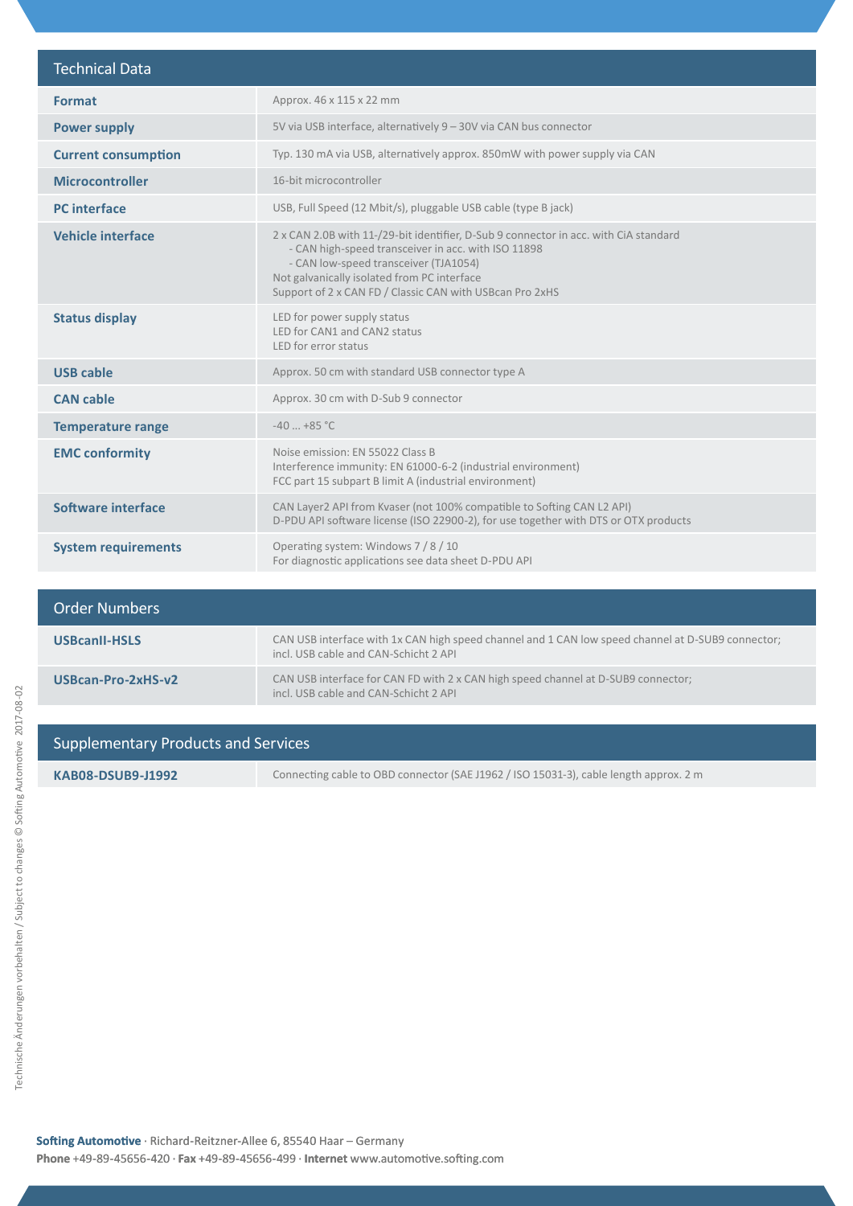## Technical Data

| | |
|---|---|
| **Format** | Approx. 46 x 115 x 22 mm |
| **Power supply** | 5V via USB interface, alternatively 9 – 30V via CAN bus connector |
| **Current consumption** | Typ. 130 mA via USB, alternatively approx. 850mW with power supply via CAN |
| **Microcontroller** | 16-bit microcontroller |
| **PC interface** | USB, Full Speed (12 Mbit/s), pluggable USB cable (type B jack) |
| **Vehicle interface** | 2 x CAN 2.0B with 11-/29-bit identifier, D-Sub 9 connector in acc. with CiA standard<br>- CAN high-speed transceiver in acc. with ISO 11898<br>- CAN low-speed transceiver (TJA1054)<br>Not galvanically isolated from PC interface<br>Support of 2 x CAN FD / Classic CAN with USBcan Pro 2xHS |
| **Status display** | LED for power supply status<br>LED for CAN1 and CAN2 status<br>LED for error status |
| **USB cable** | Approx. 50 cm with standard USB connector type A |
| **CAN cable** | Approx. 30 cm with D-Sub 9 connector |
| **Temperature range** | -40 … +85 °C |
| **EMC conformity** | Noise emission: EN 55022 Class B<br>Interference immunity: EN 61000-6-2 (industrial environment)<br>FCC part 15 subpart B limit A (industrial environment) |
| **Software interface** | CAN Layer2 API from Kvaser (not 100% compatible to Softing CAN L2 API)<br>D-PDU API software license (ISO 22900-2), for use together with DTS or OTX products |
| **System requirements** | Operating system: Windows 7 / 8 / 10<br>For diagnostic applications see data sheet D-PDU API |

## Order Numbers

| | |
|---|---|
| **USBcanII-HSLS** | CAN USB interface with 1x CAN high speed channel and 1 CAN low speed channel at D-SUB9 connector; incl. USB cable and CAN-Schicht 2 API |
| **USBcan-Pro-2xHS-v2** | CAN USB interface for CAN FD with 2 x CAN high speed channel at D-SUB9 connector; incl. USB cable and CAN-Schicht 2 API |

## Supplementary Products and Services

| | |
|---|---|
| **KAB08-DSUB9-J1992** | Connecting cable to OBD connector (SAE J1962 / ISO 15031-3), cable length approx. 2 m |

Technische Änderungen vorbehalten / Subject to changes © Softing Automotive 2017-08-02

**Softing Automotive** · Richard-Reitzner-Allee 6, 85540 Haar – Germany
**Phone** +49-89-45656-420 · **Fax** +49-89-45656-499 · **Internet** www.automotive.softing.com